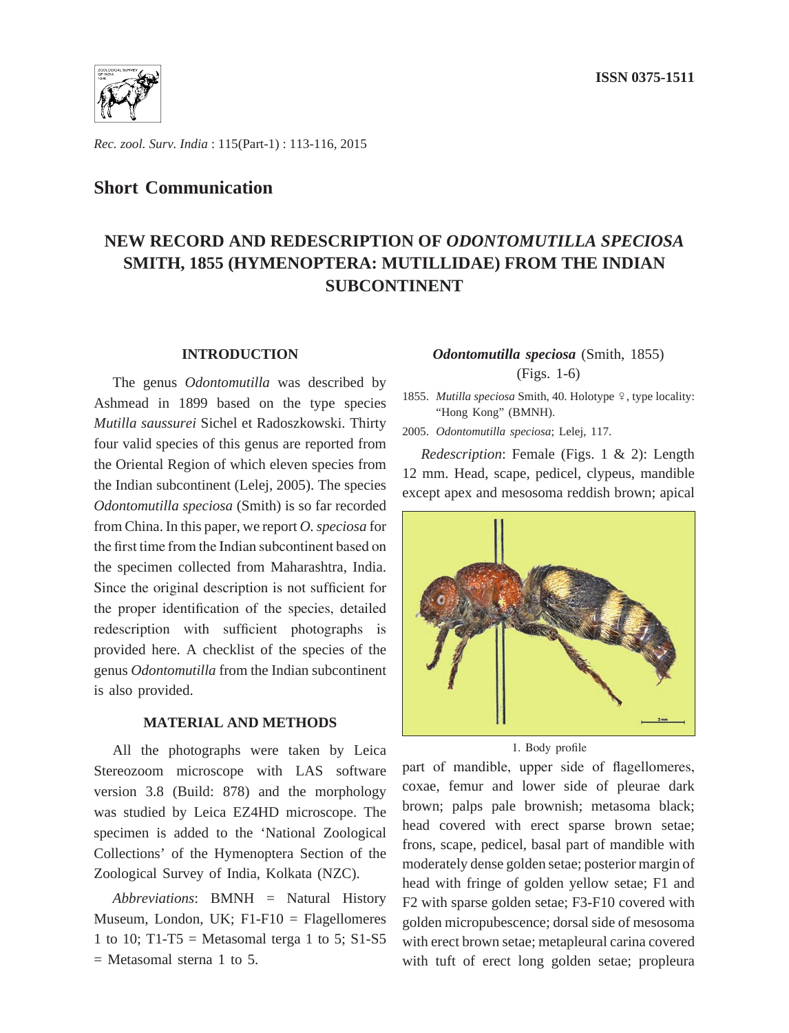ISSN 0375-1511

*Rec. zool. Surv. India* : 115(Part-1) : 113-116, 2015

## Short Communication

# NEW RECORD AND REDESCRIPTION OF *ODONTOMUTILLA SPECIOSA* SMITH, 1855 (HYMENOPTERA: MUTILLIDAE) FROM THE INDIAN SUBCONTINENT

### INTRODUCTION

The genus *Odontomutilla* was described by Ashmead in 1899 based on the type species *Mutilla saussurei* Sichel et Radoszkowski. Thirty four valid species of this genus are reported from the Oriental Region of which eleven species from the Indian subcontinent (Lelej, 2005). The species *Odontomutilla speciosa* (Smith) is so far recorded from China. In this paper, we report *O. speciosa* for the first time from the Indian subcontinent based on the specimen collected from Maharashtra, India. Since the original description is not sufficient for the proper identification of the species, detailed redescription with sufficient photographs is provided here. A checklist of the species of the genus *Odontomutilla* from the Indian subcontinent is also provided.

### MATERIAL AND METHODS

All the photographs were taken by Leica Stereozoom microscope with LAS software version 3.8 (Build: 878) and the morphology was studied by Leica EZ4HD microscope. The specimen is added to the 'National Zoological Collections' of the Hymenoptera Section of the Zoological Survey of India, Kolkata (NZC).

*Abbreviations*: BMNH = Natural History Museum, London, UK; F1-F10 = Flagellomeres 1 to 10; T1-T5 = Metasomal terga 1 to 5; S1-S5 = Metasomal sterna 1 to 5.

***Odontomutilla speciosa*** (Smith, 1855)
(Figs. 1-6)

1855. *Mutilla speciosa* Smith, 40. Holotype ♀, type locality: "Hong Kong" (BMNH).

2005. *Odontomutilla speciosa*; Lelej, 117.

*Redescription*: Female (Figs. 1 & 2): Length 12 mm. Head, scape, pedicel, clypeus, mandible except apex and mesosoma reddish brown; apical part of mandible, upper side of flagellomeres, coxae, femur and lower side of pleurae dark brown; palps pale brownish; metasoma black; head covered with erect sparse brown setae; frons, scape, pedicel, basal part of mandible with moderately dense golden setae; posterior margin of head with fringe of golden yellow setae; F1 and F2 with sparse golden setae; F3-F10 covered with golden micropubescence; dorsal side of mesosoma with erect brown setae; metapleural carina covered with tuft of erect long golden setae; propleura

1. Body profile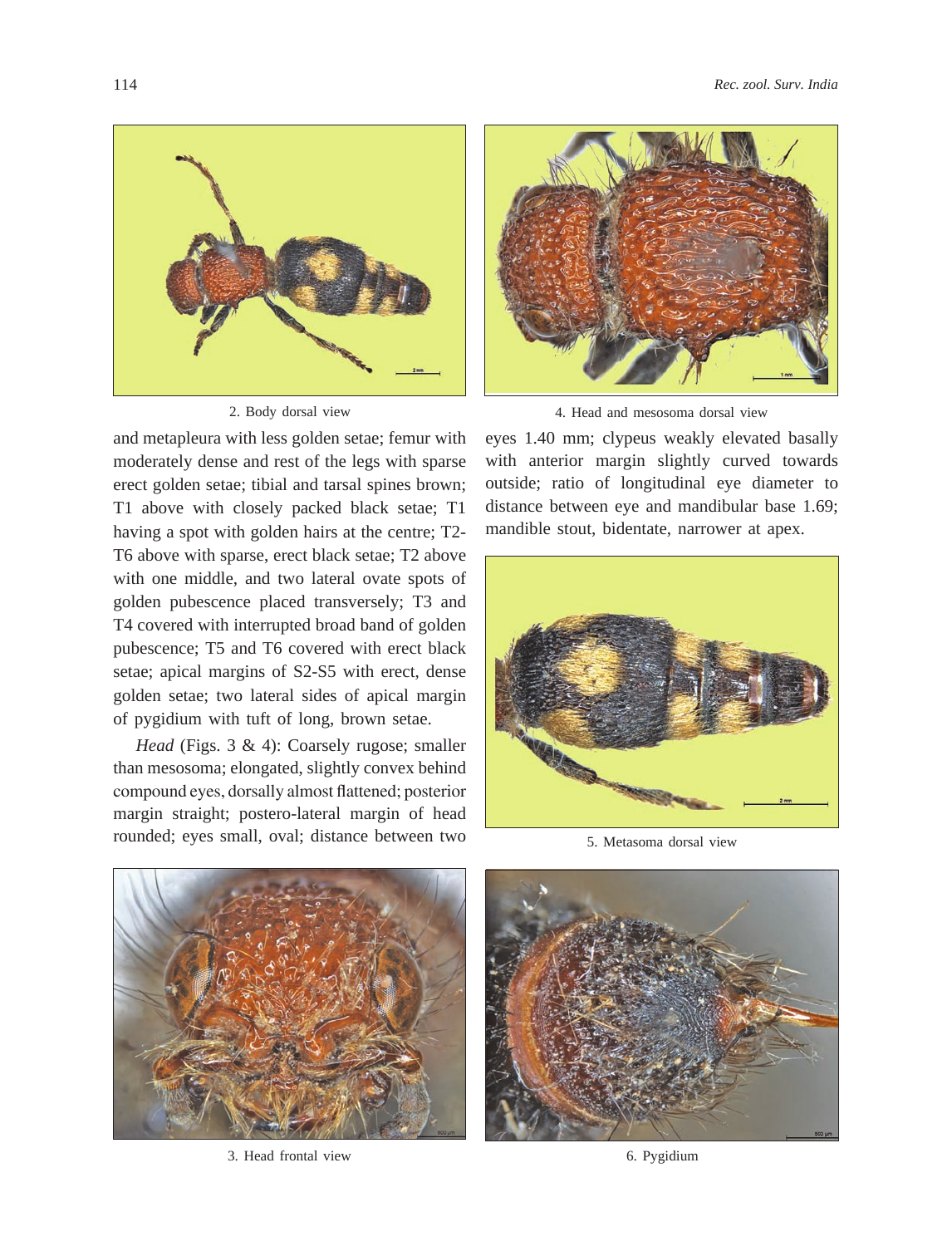2. Body dorsal view

4. Head and mesosoma dorsal view

and metapleura with less golden setae; femur with moderately dense and rest of the legs with sparse erect golden setae; tibial and tarsal spines brown; T1 above with closely packed black setae; T1 having a spot with golden hairs at the centre; T2-T6 above with sparse, erect black setae; T2 above with one middle, and two lateral ovate spots of golden pubescence placed transversely; T3 and T4 covered with interrupted broad band of golden pubescence; T5 and T6 covered with erect black setae; apical margins of S2-S5 with erect, dense golden setae; two lateral sides of apical margin of pygidium with tuft of long, brown setae.

*Head* (Figs. 3 & 4): Coarsely rugose; smaller than mesosoma; elongated, slightly convex behind compound eyes, dorsally almost flattened; posterior margin straight; postero-lateral margin of head rounded; eyes small, oval; distance between two eyes 1.40 mm; clypeus weakly elevated basally with anterior margin slightly curved towards outside; ratio of longitudinal eye diameter to distance between eye and mandibular base 1.69; mandible stout, bidentate, narrower at apex.

5. Metasoma dorsal view

3. Head frontal view

6. Pygidium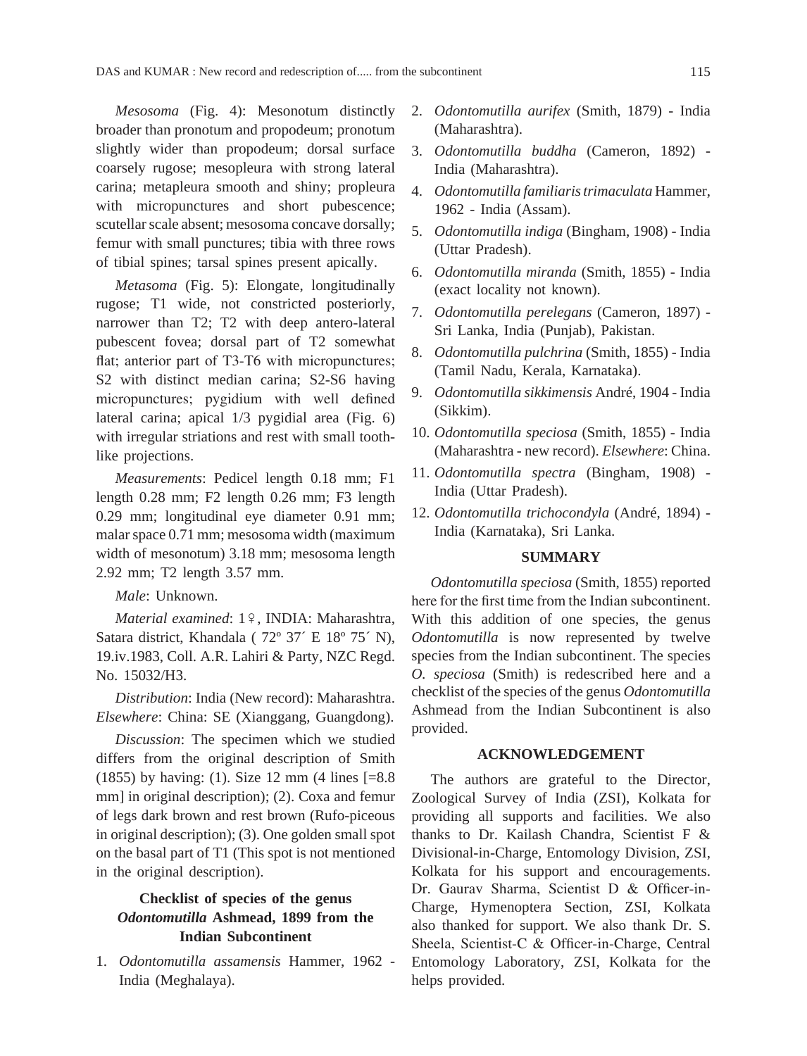*Mesosoma* (Fig. 4): Mesonotum distinctly broader than pronotum and propodeum; pronotum slightly wider than propodeum; dorsal surface coarsely rugose; mesopleura with strong lateral carina; metapleura smooth and shiny; propleura with micropunctures and short pubescence; scutellar scale absent; mesosoma concave dorsally; femur with small punctures; tibia with three rows of tibial spines; tarsal spines present apically.

*Metasoma* (Fig. 5): Elongate, longitudinally rugose; T1 wide, not constricted posteriorly, narrower than T2; T2 with deep antero-lateral pubescent fovea; dorsal part of T2 somewhat flat; anterior part of T3-T6 with micropunctures; S2 with distinct median carina; S2-S6 having micropunctures; pygidium with well defined lateral carina; apical 1/3 pygidial area (Fig. 6) with irregular striations and rest with small tooth-like projections.

*Measurements*: Pedicel length 0.18 mm; F1 length 0.28 mm; F2 length 0.26 mm; F3 length 0.29 mm; longitudinal eye diameter 0.91 mm; malar space 0.71 mm; mesosoma width (maximum width of mesonotum) 3.18 mm; mesosoma length 2.92 mm; T2 length 3.57 mm.

*Male*: Unknown.

*Material examined*: 1♀, INDIA: Maharashtra, Satara district, Khandala ( 72º 37´ E 18º 75´ N), 19.iv.1983, Coll. A.R. Lahiri & Party, NZC Regd. No. 15032/H3.

*Distribution*: India (New record): Maharashtra. *Elsewhere*: China: SE (Xianggang, Guangdong).

*Discussion*: The specimen which we studied differs from the original description of Smith (1855) by having: (1). Size 12 mm (4 lines [=8.8 mm] in original description); (2). Coxa and femur of legs dark brown and rest brown (Rufo-piceous in original description); (3). One golden small spot on the basal part of T1 (This spot is not mentioned in the original description).

### Checklist of species of the genus *Odontomutilla* Ashmead, 1899 from the Indian Subcontinent

1. *Odontomutilla assamensis* Hammer, 1962 - India (Meghalaya).
2. *Odontomutilla aurifex* (Smith, 1879) - India (Maharashtra).
3. *Odontomutilla buddha* (Cameron, 1892) - India (Maharashtra).
4. *Odontomutilla familiaris trimaculata* Hammer, 1962 - India (Assam).
5. *Odontomutilla indiga* (Bingham, 1908) - India (Uttar Pradesh).
6. *Odontomutilla miranda* (Smith, 1855) - India (exact locality not known).
7. *Odontomutilla perelegans* (Cameron, 1897) - Sri Lanka, India (Punjab), Pakistan.
8. *Odontomutilla pulchrina* (Smith, 1855) - India (Tamil Nadu, Kerala, Karnataka).
9. *Odontomutilla sikkimensis* André, 1904 - India (Sikkim).
10. *Odontomutilla speciosa* (Smith, 1855) - India (Maharashtra - new record). *Elsewhere*: China.
11. *Odontomutilla spectra* (Bingham, 1908) - India (Uttar Pradesh).
12. *Odontomutilla trichocondyla* (André, 1894) - India (Karnataka), Sri Lanka.

## SUMMARY

*Odontomutilla speciosa* (Smith, 1855) reported here for the first time from the Indian subcontinent. With this addition of one species, the genus *Odontomutilla* is now represented by twelve species from the Indian subcontinent. The species *O. speciosa* (Smith) is redescribed here and a checklist of the species of the genus *Odontomutilla* Ashmead from the Indian Subcontinent is also provided.

## ACKNOWLEDGEMENT

The authors are grateful to the Director, Zoological Survey of India (ZSI), Kolkata for providing all supports and facilities. We also thanks to Dr. Kailash Chandra, Scientist F & Divisional-in-Charge, Entomology Division, ZSI, Kolkata for his support and encouragements. Dr. Gaurav Sharma, Scientist D & Officer-in-Charge, Hymenoptera Section, ZSI, Kolkata also thanked for support. We also thank Dr. S. Sheela, Scientist-C & Officer-in-Charge, Central Entomology Laboratory, ZSI, Kolkata for the helps provided.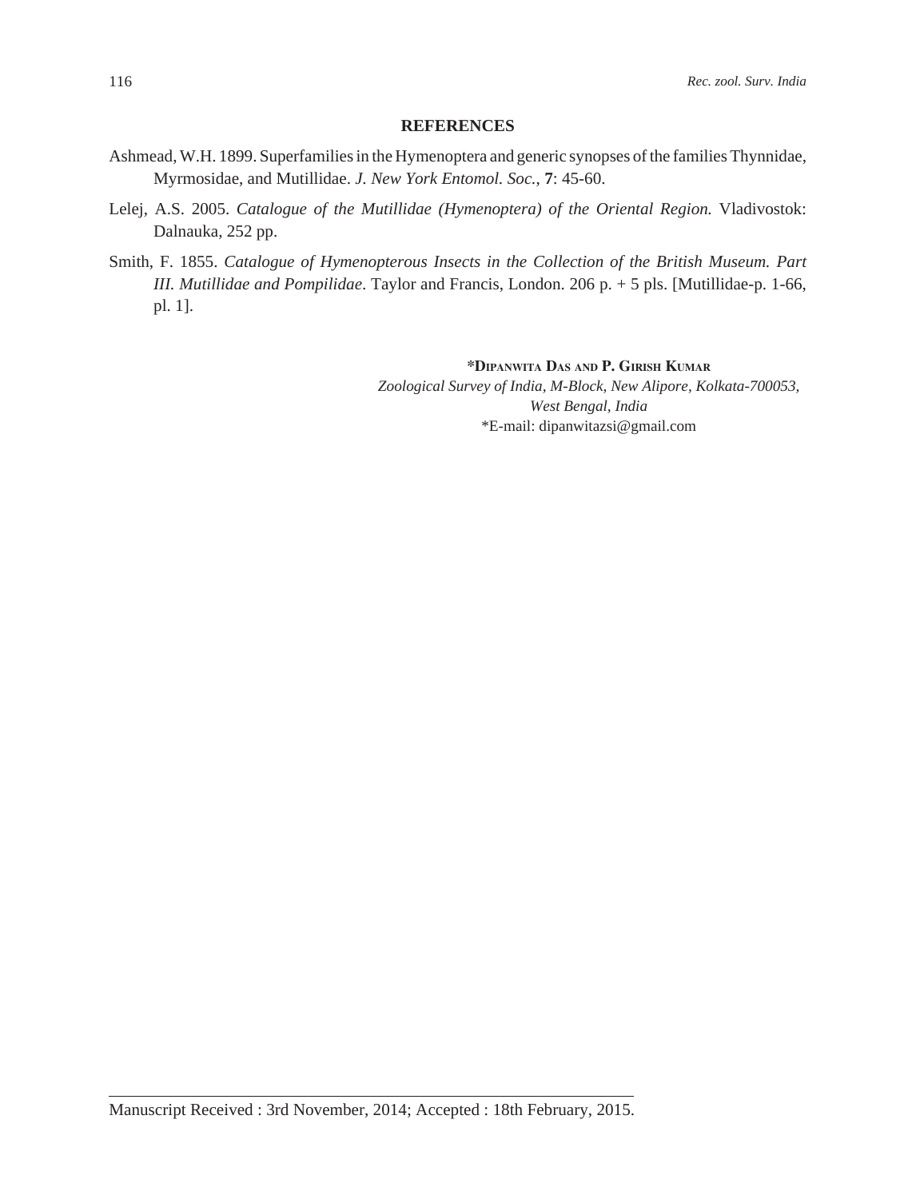## REFERENCES

Ashmead, W.H. 1899. Superfamilies in the Hymenoptera and generic synopses of the families Thynnidae, Myrmosidae, and Mutillidae. *J. New York Entomol. Soc.*, **7**: 45-60.

Lelej, A.S. 2005. *Catalogue of the Mutillidae (Hymenoptera) of the Oriental Region.* Vladivostok: Dalnauka, 252 pp.

Smith, F. 1855. *Catalogue of Hymenopterous Insects in the Collection of the British Museum. Part III. Mutillidae and Pompilidae*. Taylor and Francis, London. 206 p. + 5 pls. [Mutillidae-p. 1-66, pl. 1].

**\*Dipanwita Das and P. Girish Kumar**
*Zoological Survey of India, M-Block, New Alipore, Kolkata-700053, West Bengal, India*
\*E-mail: dipanwitazsi@gmail.com

Manuscript Received : 3rd November, 2014; Accepted : 18th February, 2015.